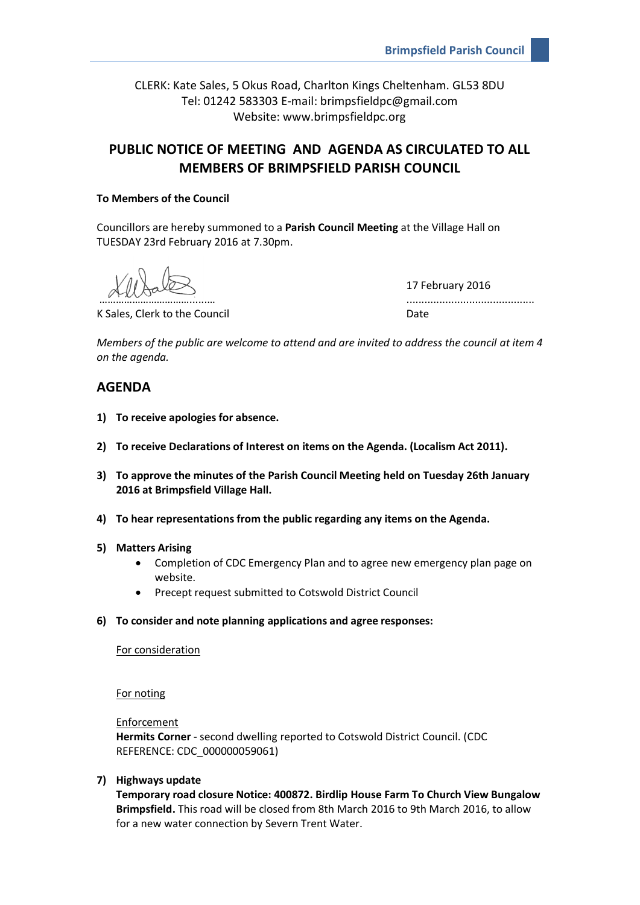CLERK: Kate Sales, 5 Okus Road, Charlton Kings Cheltenham. GL53 8DU
Tel: 01242 583303 E-mail: brimpsfieldpc@gmail.com
Website: www.brimpsfieldpc.org

# PUBLIC NOTICE OF MEETING AND AGENDA AS CIRCULATED TO ALL MEMBERS OF BRIMPSFIELD PARISH COUNCIL

**To Members of the Council**

Councillors are hereby summoned to a **Parish Council Meeting** at the Village Hall on TUESDAY 23rd February 2016 at 7.30pm.

……………………………………… 17 February 2016
K Sales, Clerk to the Council ........................................... Date

*Members of the public are welcome to attend and are invited to address the council at item 4 on the agenda.*

## AGENDA

1) **To receive apologies for absence.**

2) **To receive Declarations of Interest on items on the Agenda. (Localism Act 2011).**

3) **To approve the minutes of the Parish Council Meeting held on Tuesday 26th January 2016 at Brimpsfield Village Hall.**

4) **To hear representations from the public regarding any items on the Agenda.**

5) **Matters Arising**
   - Completion of CDC Emergency Plan and to agree new emergency plan page on website.
   - Precept request submitted to Cotswold District Council

6) **To consider and note planning applications and agree responses:**

   For consideration

   For noting

   Enforcement
   **Hermits Corner** - second dwelling reported to Cotswold District Council. (CDC REFERENCE: CDC_000000059061)

7) **Highways update**
   **Temporary road closure Notice: 400872. Birdlip House Farm To Church View Bungalow Brimpsfield.** This road will be closed from 8th March 2016 to 9th March 2016, to allow for a new water connection by Severn Trent Water.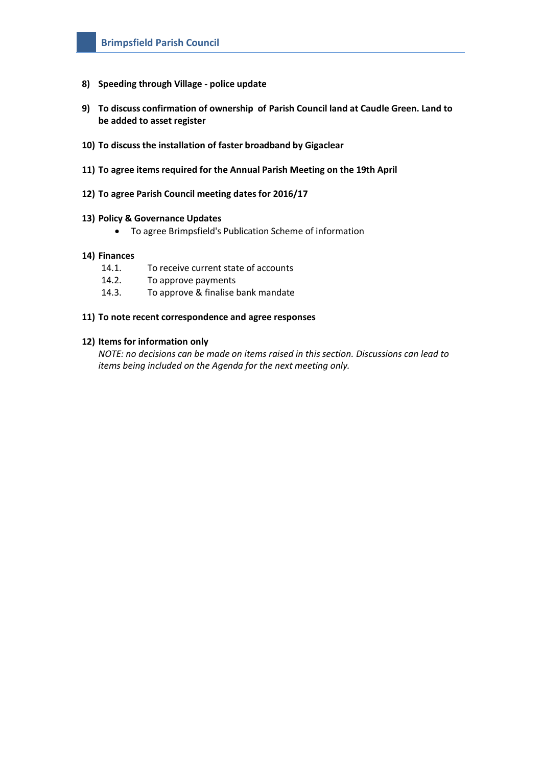**8) Speeding through Village - police update**

**9) To discuss confirmation of ownership of Parish Council land at Caudle Green. Land to be added to asset register**

**10) To discuss the installation of faster broadband by Gigaclear**

**11) To agree items required for the Annual Parish Meeting on the 19th April**

**12) To agree Parish Council meeting dates for 2016/17**

**13) Policy & Governance Updates**

- To agree Brimpsfield's Publication Scheme of information

**14) Finances**

14.1. To receive current state of accounts
14.2. To approve payments
14.3. To approve & finalise bank mandate

**11) To note recent correspondence and agree responses**

**12) Items for information only**

*NOTE: no decisions can be made on items raised in this section. Discussions can lead to items being included on the Agenda for the next meeting only.*